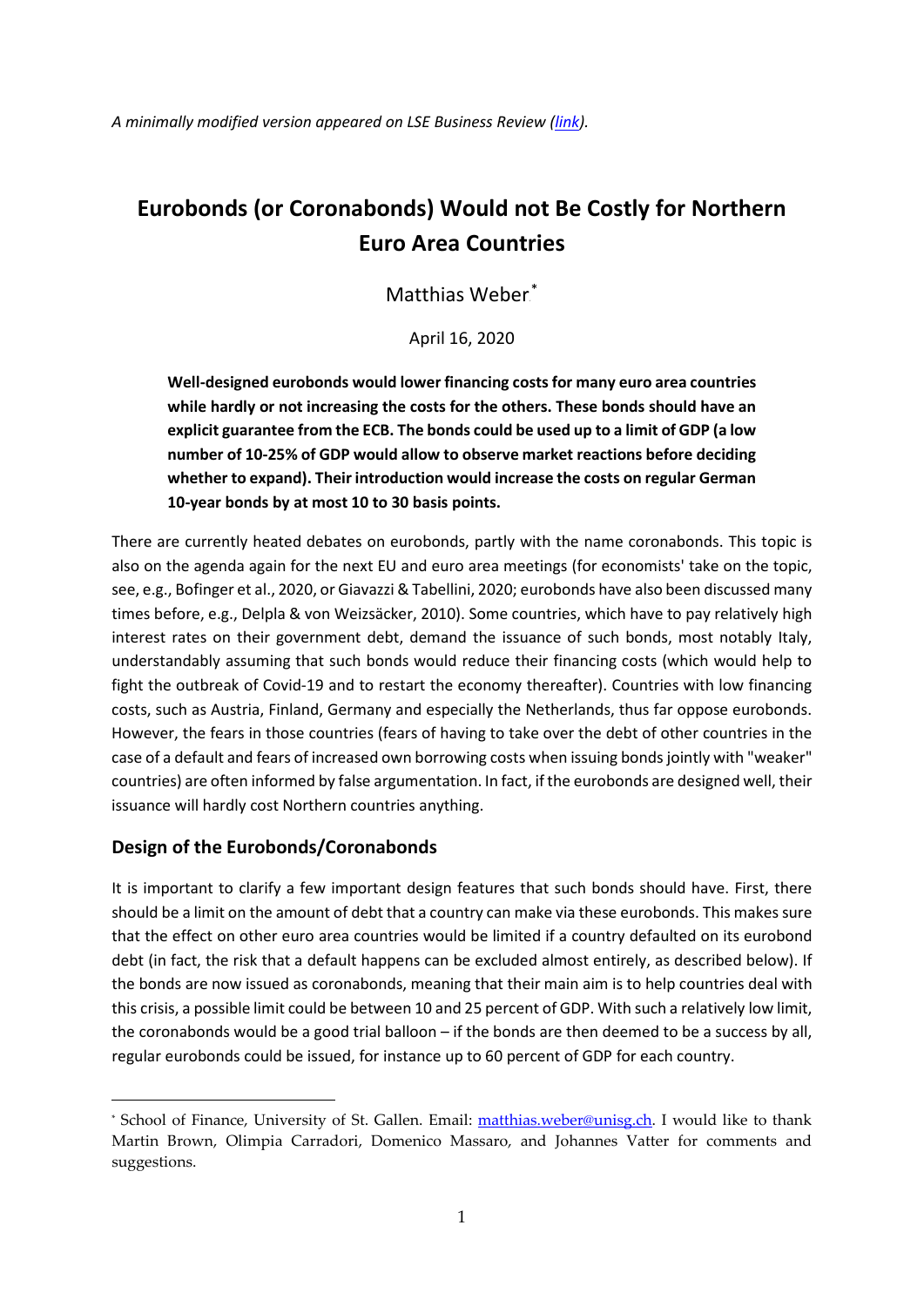*A minimally modified version appeared on LSE Business Review (link).*

# Eurobonds (or Coronabonds) Would not Be Costly for Northern Euro Area Countries

Matthias Weber[*]

April 16, 2020

**Well-designed eurobonds would lower financing costs for many euro area countries while hardly or not increasing the costs for the others. These bonds should have an explicit guarantee from the ECB. The bonds could be used up to a limit of GDP (a low number of 10-25% of GDP would allow to observe market reactions before deciding whether to expand). Their introduction would increase the costs on regular German 10-year bonds by at most 10 to 30 basis points.**

There are currently heated debates on eurobonds, partly with the name coronabonds. This topic is also on the agenda again for the next EU and euro area meetings (for economists' take on the topic, see, e.g., Bofinger et al., 2020, or Giavazzi & Tabellini, 2020; eurobonds have also been discussed many times before, e.g., Delpla & von Weizsäcker, 2010). Some countries, which have to pay relatively high interest rates on their government debt, demand the issuance of such bonds, most notably Italy, understandably assuming that such bonds would reduce their financing costs (which would help to fight the outbreak of Covid-19 and to restart the economy thereafter). Countries with low financing costs, such as Austria, Finland, Germany and especially the Netherlands, thus far oppose eurobonds. However, the fears in those countries (fears of having to take over the debt of other countries in the case of a default and fears of increased own borrowing costs when issuing bonds jointly with "weaker" countries) are often informed by false argumentation. In fact, if the eurobonds are designed well, their issuance will hardly cost Northern countries anything.

## Design of the Eurobonds/Coronabonds

It is important to clarify a few important design features that such bonds should have. First, there should be a limit on the amount of debt that a country can make via these eurobonds. This makes sure that the effect on other euro area countries would be limited if a country defaulted on its eurobond debt (in fact, the risk that a default happens can be excluded almost entirely, as described below). If the bonds are now issued as coronabonds, meaning that their main aim is to help countries deal with this crisis, a possible limit could be between 10 and 25 percent of GDP. With such a relatively low limit, the coronabonds would be a good trial balloon – if the bonds are then deemed to be a success by all, regular eurobonds could be issued, for instance up to 60 percent of GDP for each country.

[*] School of Finance, University of St. Gallen. Email: matthias.weber@unisg.ch. I would like to thank Martin Brown, Olimpia Carradori, Domenico Massaro, and Johannes Vatter for comments and suggestions.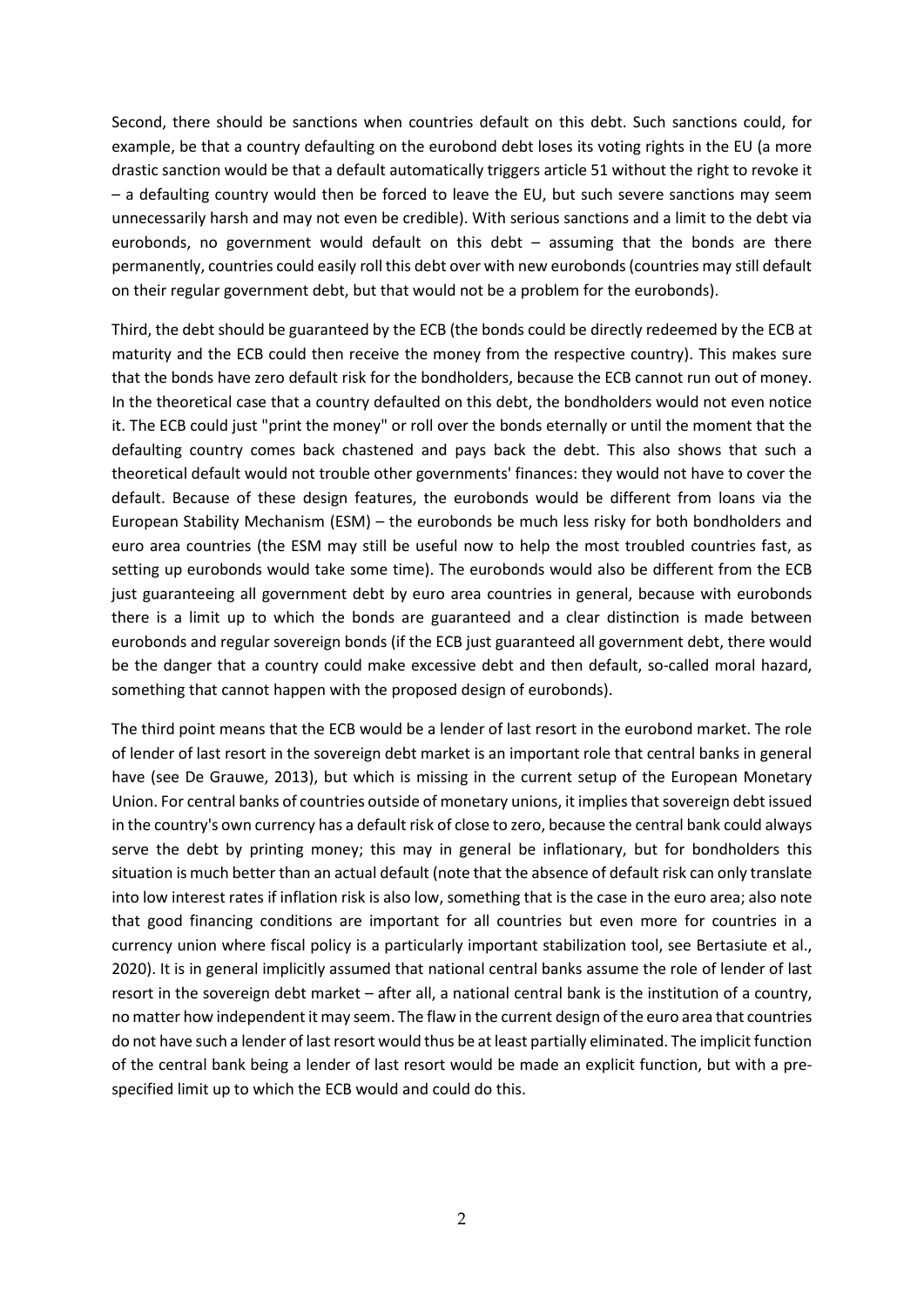Second, there should be sanctions when countries default on this debt. Such sanctions could, for example, be that a country defaulting on the eurobond debt loses its voting rights in the EU (a more drastic sanction would be that a default automatically triggers article 51 without the right to revoke it – a defaulting country would then be forced to leave the EU, but such severe sanctions may seem unnecessarily harsh and may not even be credible). With serious sanctions and a limit to the debt via eurobonds, no government would default on this debt – assuming that the bonds are there permanently, countries could easily roll this debt over with new eurobonds (countries may still default on their regular government debt, but that would not be a problem for the eurobonds).

Third, the debt should be guaranteed by the ECB (the bonds could be directly redeemed by the ECB at maturity and the ECB could then receive the money from the respective country). This makes sure that the bonds have zero default risk for the bondholders, because the ECB cannot run out of money. In the theoretical case that a country defaulted on this debt, the bondholders would not even notice it. The ECB could just "print the money" or roll over the bonds eternally or until the moment that the defaulting country comes back chastened and pays back the debt. This also shows that such a theoretical default would not trouble other governments' finances: they would not have to cover the default. Because of these design features, the eurobonds would be different from loans via the European Stability Mechanism (ESM) – the eurobonds be much less risky for both bondholders and euro area countries (the ESM may still be useful now to help the most troubled countries fast, as setting up eurobonds would take some time). The eurobonds would also be different from the ECB just guaranteeing all government debt by euro area countries in general, because with eurobonds there is a limit up to which the bonds are guaranteed and a clear distinction is made between eurobonds and regular sovereign bonds (if the ECB just guaranteed all government debt, there would be the danger that a country could make excessive debt and then default, so-called moral hazard, something that cannot happen with the proposed design of eurobonds).

The third point means that the ECB would be a lender of last resort in the eurobond market. The role of lender of last resort in the sovereign debt market is an important role that central banks in general have (see De Grauwe, 2013), but which is missing in the current setup of the European Monetary Union. For central banks of countries outside of monetary unions, it implies that sovereign debt issued in the country's own currency has a default risk of close to zero, because the central bank could always serve the debt by printing money; this may in general be inflationary, but for bondholders this situation is much better than an actual default (note that the absence of default risk can only translate into low interest rates if inflation risk is also low, something that is the case in the euro area; also note that good financing conditions are important for all countries but even more for countries in a currency union where fiscal policy is a particularly important stabilization tool, see Bertasiute et al., 2020). It is in general implicitly assumed that national central banks assume the role of lender of last resort in the sovereign debt market – after all, a national central bank is the institution of a country, no matter how independent it may seem. The flaw in the current design of the euro area that countries do not have such a lender of last resort would thus be at least partially eliminated. The implicit function of the central bank being a lender of last resort would be made an explicit function, but with a pre-specified limit up to which the ECB would and could do this.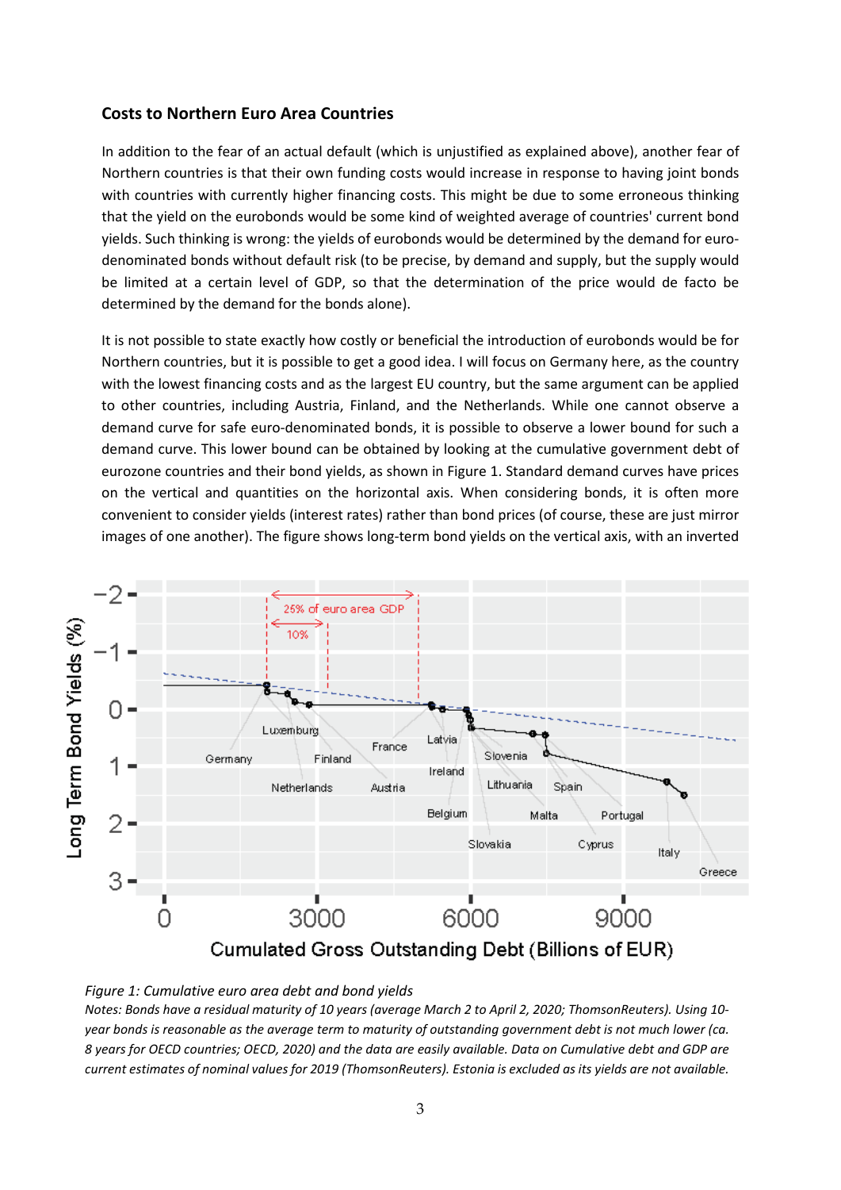### Costs to Northern Euro Area Countries

In addition to the fear of an actual default (which is unjustified as explained above), another fear of Northern countries is that their own funding costs would increase in response to having joint bonds with countries with currently higher financing costs. This might be due to some erroneous thinking that the yield on the eurobonds would be some kind of weighted average of countries' current bond yields. Such thinking is wrong: the yields of eurobonds would be determined by the demand for euro-denominated bonds without default risk (to be precise, by demand and supply, but the supply would be limited at a certain level of GDP, so that the determination of the price would de facto be determined by the demand for the bonds alone).

It is not possible to state exactly how costly or beneficial the introduction of eurobonds would be for Northern countries, but it is possible to get a good idea. I will focus on Germany here, as the country with the lowest financing costs and as the largest EU country, but the same argument can be applied to other countries, including Austria, Finland, and the Netherlands. While one cannot observe a demand curve for safe euro-denominated bonds, it is possible to observe a lower bound for such a demand curve. This lower bound can be obtained by looking at the cumulative government debt of eurozone countries and their bond yields, as shown in Figure 1. Standard demand curves have prices on the vertical and quantities on the horizontal axis. When considering bonds, it is often more convenient to consider yields (interest rates) rather than bond prices (of course, these are just mirror images of one another). The figure shows long-term bond yields on the vertical axis, with an inverted

*Figure 1: Cumulative euro area debt and bond yields*

*Notes: Bonds have a residual maturity of 10 years (average March 2 to April 2, 2020; ThomsonReuters). Using 10-year bonds is reasonable as the average term to maturity of outstanding government debt is not much lower (ca. 8 years for OECD countries; OECD, 2020) and the data are easily available. Data on Cumulative debt and GDP are current estimates of nominal values for 2019 (ThomsonReuters). Estonia is excluded as its yields are not available.*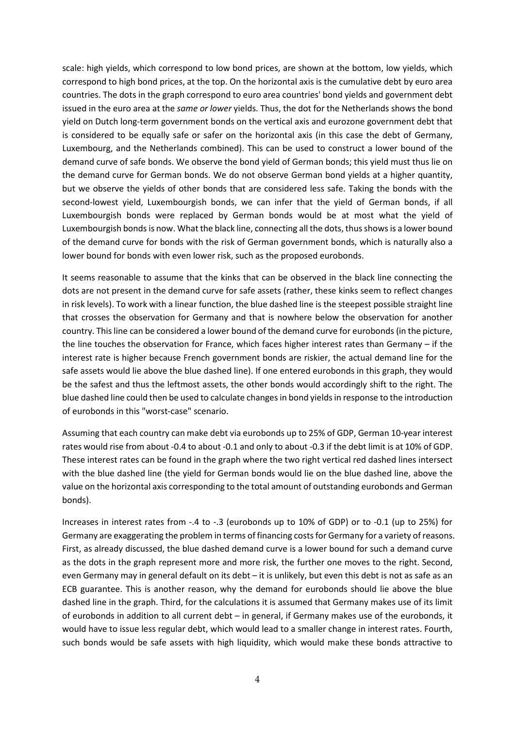scale: high yields, which correspond to low bond prices, are shown at the bottom, low yields, which correspond to high bond prices, at the top. On the horizontal axis is the cumulative debt by euro area countries. The dots in the graph correspond to euro area countries' bond yields and government debt issued in the euro area at the *same or lower* yields. Thus, the dot for the Netherlands shows the bond yield on Dutch long-term government bonds on the vertical axis and eurozone government debt that is considered to be equally safe or safer on the horizontal axis (in this case the debt of Germany, Luxembourg, and the Netherlands combined). This can be used to construct a lower bound of the demand curve of safe bonds. We observe the bond yield of German bonds; this yield must thus lie on the demand curve for German bonds. We do not observe German bond yields at a higher quantity, but we observe the yields of other bonds that are considered less safe. Taking the bonds with the second-lowest yield, Luxembourgish bonds, we can infer that the yield of German bonds, if all Luxembourgish bonds were replaced by German bonds would be at most what the yield of Luxembourgish bonds is now. What the black line, connecting all the dots, thus shows is a lower bound of the demand curve for bonds with the risk of German government bonds, which is naturally also a lower bound for bonds with even lower risk, such as the proposed eurobonds.

It seems reasonable to assume that the kinks that can be observed in the black line connecting the dots are not present in the demand curve for safe assets (rather, these kinks seem to reflect changes in risk levels). To work with a linear function, the blue dashed line is the steepest possible straight line that crosses the observation for Germany and that is nowhere below the observation for another country. This line can be considered a lower bound of the demand curve for eurobonds (in the picture, the line touches the observation for France, which faces higher interest rates than Germany – if the interest rate is higher because French government bonds are riskier, the actual demand line for the safe assets would lie above the blue dashed line). If one entered eurobonds in this graph, they would be the safest and thus the leftmost assets, the other bonds would accordingly shift to the right. The blue dashed line could then be used to calculate changes in bond yields in response to the introduction of eurobonds in this "worst-case" scenario.

Assuming that each country can make debt via eurobonds up to 25% of GDP, German 10-year interest rates would rise from about -0.4 to about -0.1 and only to about -0.3 if the debt limit is at 10% of GDP. These interest rates can be found in the graph where the two right vertical red dashed lines intersect with the blue dashed line (the yield for German bonds would lie on the blue dashed line, above the value on the horizontal axis corresponding to the total amount of outstanding eurobonds and German bonds).

Increases in interest rates from -.4 to -.3 (eurobonds up to 10% of GDP) or to -0.1 (up to 25%) for Germany are exaggerating the problem in terms of financing costs for Germany for a variety of reasons. First, as already discussed, the blue dashed demand curve is a lower bound for such a demand curve as the dots in the graph represent more and more risk, the further one moves to the right. Second, even Germany may in general default on its debt – it is unlikely, but even this debt is not as safe as an ECB guarantee. This is another reason, why the demand for eurobonds should lie above the blue dashed line in the graph. Third, for the calculations it is assumed that Germany makes use of its limit of eurobonds in addition to all current debt – in general, if Germany makes use of the eurobonds, it would have to issue less regular debt, which would lead to a smaller change in interest rates. Fourth, such bonds would be safe assets with high liquidity, which would make these bonds attractive to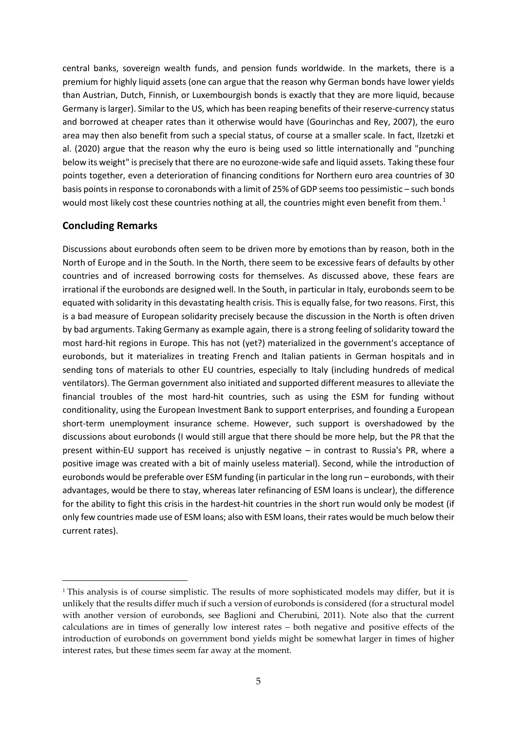central banks, sovereign wealth funds, and pension funds worldwide. In the markets, there is a premium for highly liquid assets (one can argue that the reason why German bonds have lower yields than Austrian, Dutch, Finnish, or Luxembourgish bonds is exactly that they are more liquid, because Germany is larger). Similar to the US, which has been reaping benefits of their reserve-currency status and borrowed at cheaper rates than it otherwise would have (Gourinchas and Rey, 2007), the euro area may then also benefit from such a special status, of course at a smaller scale. In fact, Ilzetzki et al. (2020) argue that the reason why the euro is being used so little internationally and "punching below its weight" is precisely that there are no eurozone-wide safe and liquid assets. Taking these four points together, even a deterioration of financing conditions for Northern euro area countries of 30 basis points in response to coronabonds with a limit of 25% of GDP seems too pessimistic – such bonds would most likely cost these countries nothing at all, the countries might even benefit from them.[1]

## Concluding Remarks

Discussions about eurobonds often seem to be driven more by emotions than by reason, both in the North of Europe and in the South. In the North, there seem to be excessive fears of defaults by other countries and of increased borrowing costs for themselves. As discussed above, these fears are irrational if the eurobonds are designed well. In the South, in particular in Italy, eurobonds seem to be equated with solidarity in this devastating health crisis. This is equally false, for two reasons. First, this is a bad measure of European solidarity precisely because the discussion in the North is often driven by bad arguments. Taking Germany as example again, there is a strong feeling of solidarity toward the most hard-hit regions in Europe. This has not (yet?) materialized in the government's acceptance of eurobonds, but it materializes in treating French and Italian patients in German hospitals and in sending tons of materials to other EU countries, especially to Italy (including hundreds of medical ventilators). The German government also initiated and supported different measures to alleviate the financial troubles of the most hard-hit countries, such as using the ESM for funding without conditionality, using the European Investment Bank to support enterprises, and founding a European short-term unemployment insurance scheme. However, such support is overshadowed by the discussions about eurobonds (I would still argue that there should be more help, but the PR that the present within-EU support has received is unjustly negative – in contrast to Russia's PR, where a positive image was created with a bit of mainly useless material). Second, while the introduction of eurobonds would be preferable over ESM funding (in particular in the long run – eurobonds, with their advantages, would be there to stay, whereas later refinancing of ESM loans is unclear), the difference for the ability to fight this crisis in the hardest-hit countries in the short run would only be modest (if only few countries made use of ESM loans; also with ESM loans, their rates would be much below their current rates).

[1] This analysis is of course simplistic. The results of more sophisticated models may differ, but it is unlikely that the results differ much if such a version of eurobonds is considered (for a structural model with another version of eurobonds, see Baglioni and Cherubini, 2011). Note also that the current calculations are in times of generally low interest rates – both negative and positive effects of the introduction of eurobonds on government bond yields might be somewhat larger in times of higher interest rates, but these times seem far away at the moment.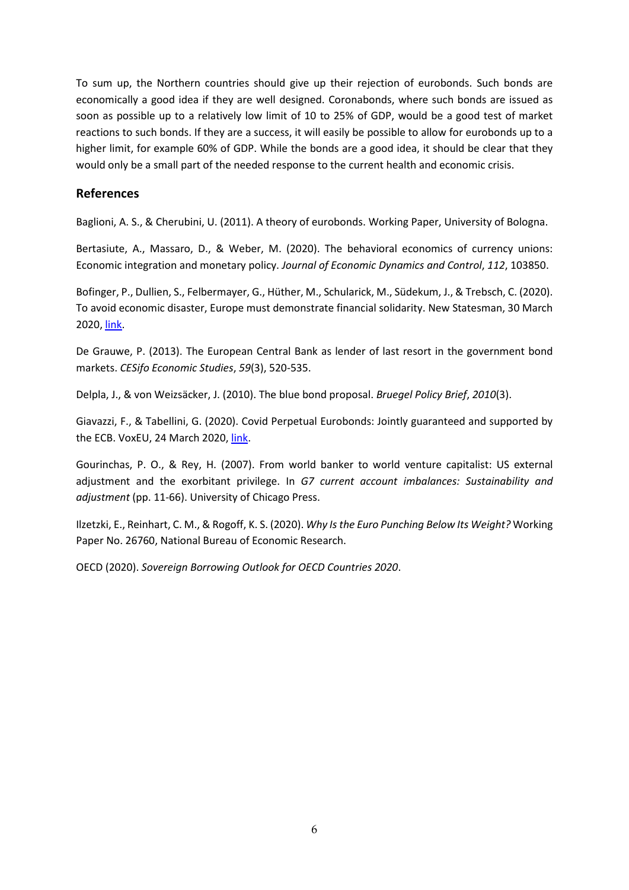To sum up, the Northern countries should give up their rejection of eurobonds. Such bonds are economically a good idea if they are well designed. Coronabonds, where such bonds are issued as soon as possible up to a relatively low limit of 10 to 25% of GDP, would be a good test of market reactions to such bonds. If they are a success, it will easily be possible to allow for eurobonds up to a higher limit, for example 60% of GDP. While the bonds are a good idea, it should be clear that they would only be a small part of the needed response to the current health and economic crisis.

## References

Baglioni, A. S., & Cherubini, U. (2011). A theory of eurobonds. Working Paper, University of Bologna.

Bertasiute, A., Massaro, D., & Weber, M. (2020). The behavioral economics of currency unions: Economic integration and monetary policy. *Journal of Economic Dynamics and Control*, *112*, 103850.

Bofinger, P., Dullien, S., Felbermayer, G., Hüther, M., Schularick, M., Südekum, J., & Trebsch, C. (2020). To avoid economic disaster, Europe must demonstrate financial solidarity. New Statesman, 30 March 2020, link.

De Grauwe, P. (2013). The European Central Bank as lender of last resort in the government bond markets. *CESifo Economic Studies*, *59*(3), 520-535.

Delpla, J., & von Weizsäcker, J. (2010). The blue bond proposal. *Bruegel Policy Brief*, *2010*(3).

Giavazzi, F., & Tabellini, G. (2020). Covid Perpetual Eurobonds: Jointly guaranteed and supported by the ECB. VoxEU, 24 March 2020, link.

Gourinchas, P. O., & Rey, H. (2007). From world banker to world venture capitalist: US external adjustment and the exorbitant privilege. In *G7 current account imbalances: Sustainability and adjustment* (pp. 11-66). University of Chicago Press.

Ilzetzki, E., Reinhart, C. M., & Rogoff, K. S. (2020). *Why Is the Euro Punching Below Its Weight?* Working Paper No. 26760, National Bureau of Economic Research.

OECD (2020). *Sovereign Borrowing Outlook for OECD Countries 2020*.